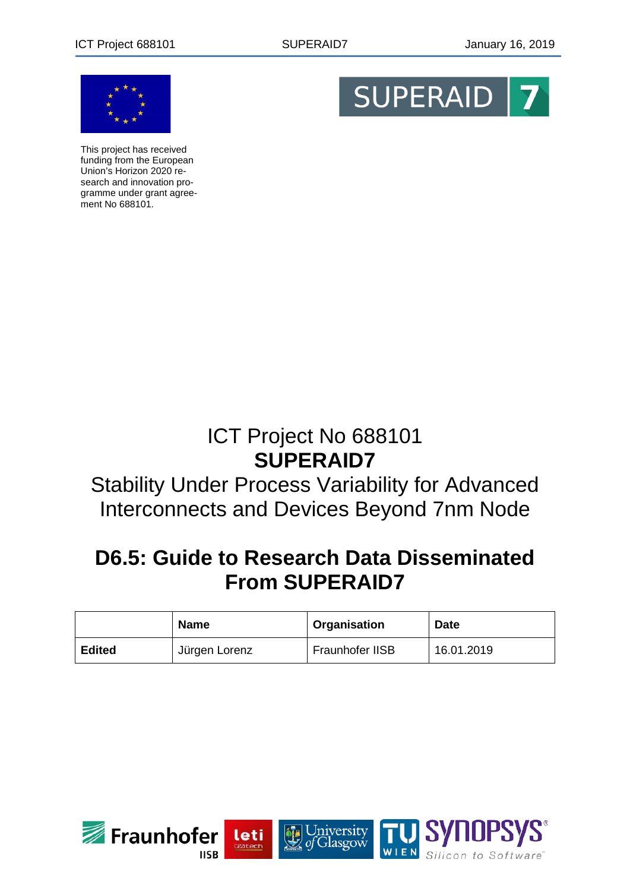This project has received funding from the European Union's Horizon 2020 research and innovation programme under grant agreement No 688101.

# ICT Project No 688101
# **SUPERAID7**
# Stability Under Process Variability for Advanced Interconnects and Devices Beyond 7nm Node

## D6.5: Guide to Research Data Disseminated From SUPERAID7

| | **Name** | **Organisation** | **Date** |
|---|---|---|---|
| **Edited** | Jürgen Lorenz | Fraunhofer IISB | 16.01.2019 |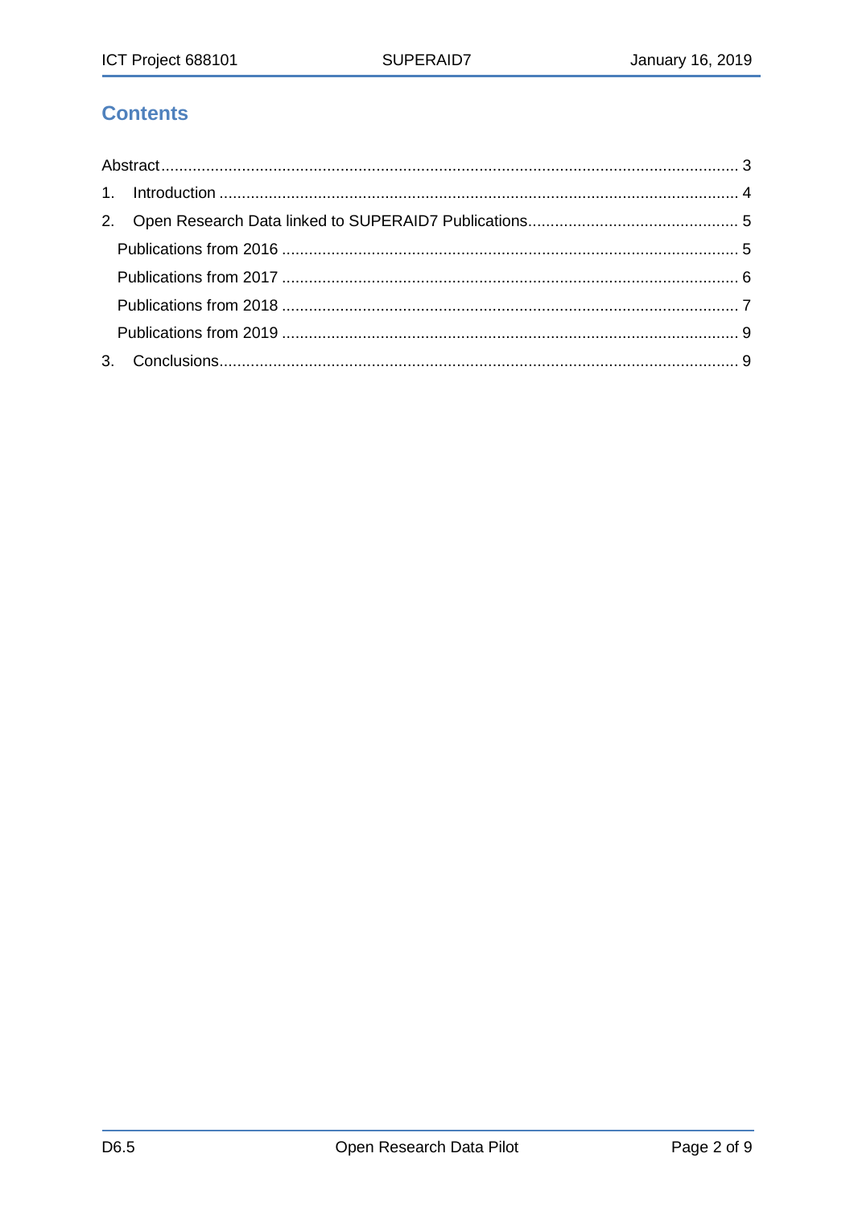## Contents

Abstract ..... 3

1. Introduction ..... 4
2. Open Research Data linked to SUPERAID7 Publications ..... 5
   - Publications from 2016 ..... 5
   - Publications from 2017 ..... 6
   - Publications from 2018 ..... 7
   - Publications from 2019 ..... 9
3. Conclusions ..... 9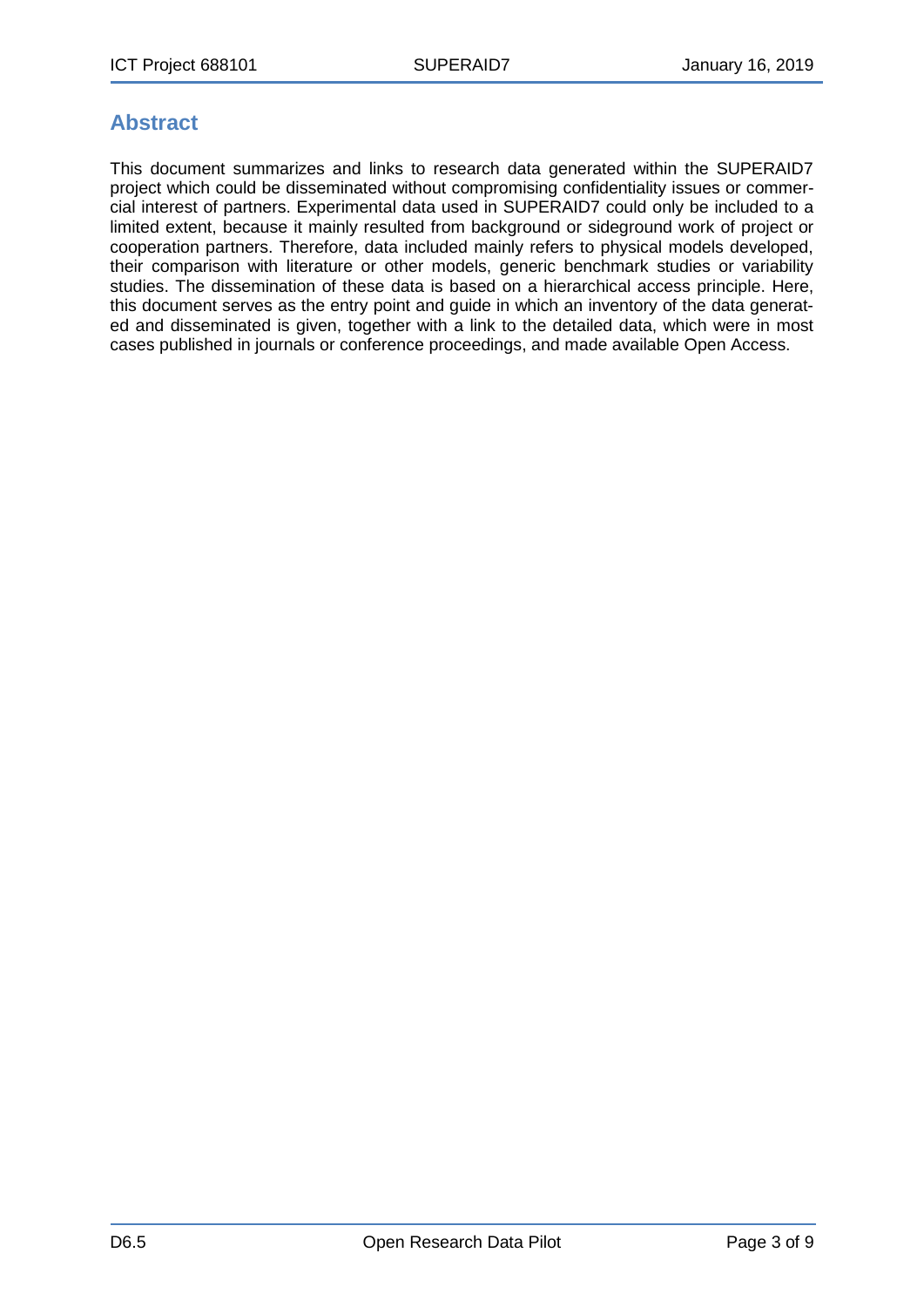# Abstract

This document summarizes and links to research data generated within the SUPERAID7 project which could be disseminated without compromising confidentiality issues or commercial interest of partners. Experimental data used in SUPERAID7 could only be included to a limited extent, because it mainly resulted from background or sideground work of project or cooperation partners. Therefore, data included mainly refers to physical models developed, their comparison with literature or other models, generic benchmark studies or variability studies. The dissemination of these data is based on a hierarchical access principle. Here, this document serves as the entry point and guide in which an inventory of the data generated and disseminated is given, together with a link to the detailed data, which were in most cases published in journals or conference proceedings, and made available Open Access.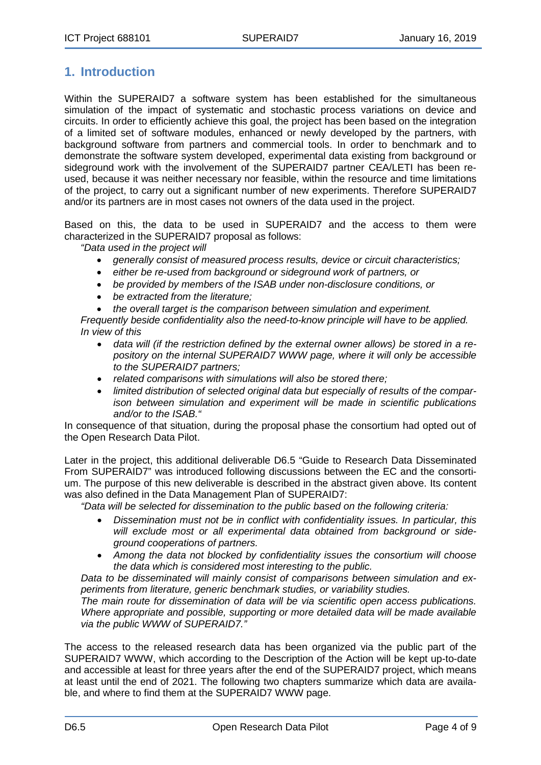# 1. Introduction

Within the SUPERAID7 a software system has been established for the simultaneous simulation of the impact of systematic and stochastic process variations on device and circuits. In order to efficiently achieve this goal, the project has been based on the integration of a limited set of software modules, enhanced or newly developed by the partners, with background software from partners and commercial tools. In order to benchmark and to demonstrate the software system developed, experimental data existing from background or sideground work with the involvement of the SUPERAID7 partner CEA/LETI has been re-used, because it was neither necessary nor feasible, within the resource and time limitations of the project, to carry out a significant number of new experiments. Therefore SUPERAID7 and/or its partners are in most cases not owners of the data used in the project.

Based on this, the data to be used in SUPERAID7 and the access to them were characterized in the SUPERAID7 proposal as follows:

*"Data used in the project will*

- *generally consist of measured process results, device or circuit characteristics;*
- *either be re-used from background or sideground work of partners, or*
- *be provided by members of the ISAB under non-disclosure conditions, or*
- *be extracted from the literature;*
- *the overall target is the comparison between simulation and experiment.*

*Frequently beside confidentiality also the need-to-know principle will have to be applied. In view of this*

- *data will (if the restriction defined by the external owner allows) be stored in a repository on the internal SUPERAID7 WWW page, where it will only be accessible to the SUPERAID7 partners;*
- *related comparisons with simulations will also be stored there;*
- *limited distribution of selected original data but especially of results of the comparison between simulation and experiment will be made in scientific publications and/or to the ISAB."*

In consequence of that situation, during the proposal phase the consortium had opted out of the Open Research Data Pilot.

Later in the project, this additional deliverable D6.5 "Guide to Research Data Disseminated From SUPERAID7" was introduced following discussions between the EC and the consortium. The purpose of this new deliverable is described in the abstract given above. Its content was also defined in the Data Management Plan of SUPERAID7:

*"Data will be selected for dissemination to the public based on the following criteria:*

- *Dissemination must not be in conflict with confidentiality issues. In particular, this will exclude most or all experimental data obtained from background or sideground cooperations of partners.*
- *Among the data not blocked by confidentiality issues the consortium will choose the data which is considered most interesting to the public.*

*Data to be disseminated will mainly consist of comparisons between simulation and experiments from literature, generic benchmark studies, or variability studies.*

*The main route for dissemination of data will be via scientific open access publications. Where appropriate and possible, supporting or more detailed data will be made available via the public WWW of SUPERAID7."*

The access to the released research data has been organized via the public part of the SUPERAID7 WWW, which according to the Description of the Action will be kept up-to-date and accessible at least for three years after the end of the SUPERAID7 project, which means at least until the end of 2021. The following two chapters summarize which data are available, and where to find them at the SUPERAID7 WWW page.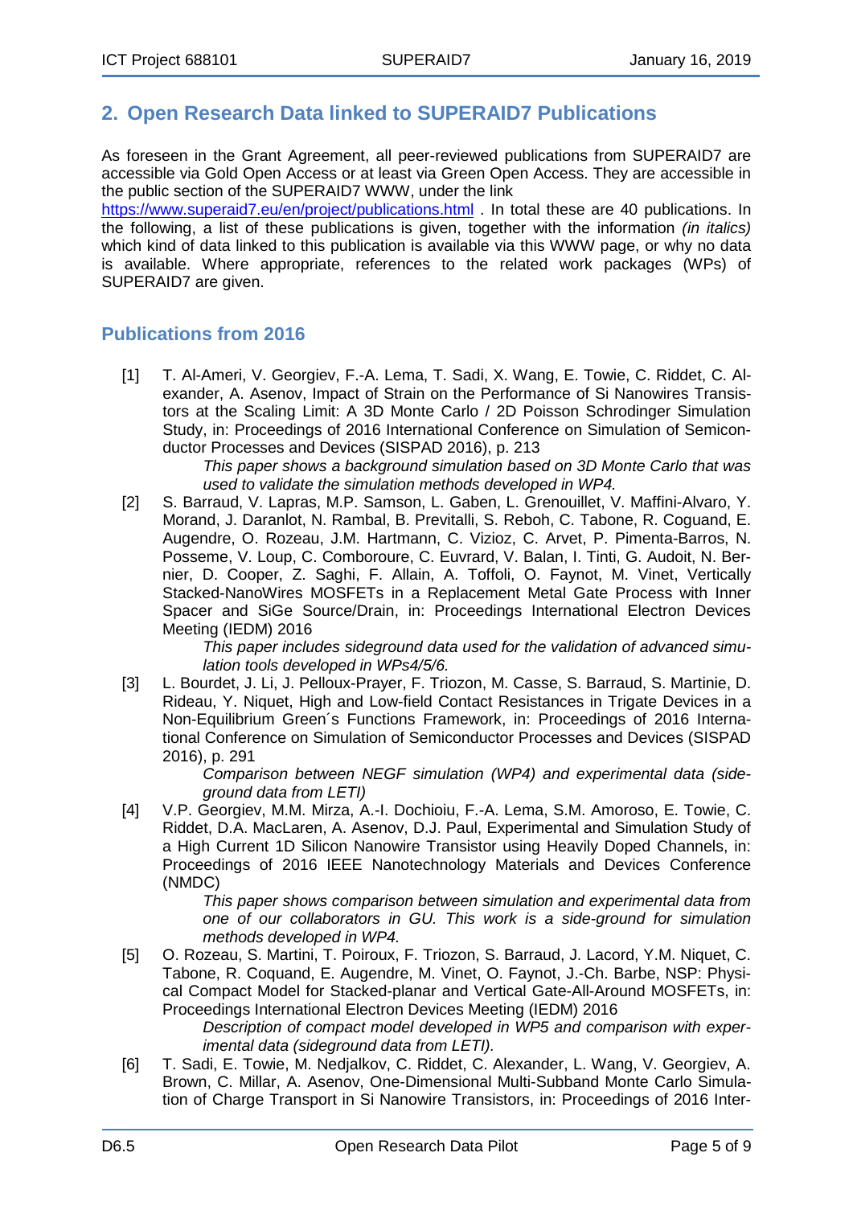## 2. Open Research Data linked to SUPERAID7 Publications

As foreseen in the Grant Agreement, all peer-reviewed publications from SUPERAID7 are accessible via Gold Open Access or at least via Green Open Access. They are accessible in the public section of the SUPERAID7 WWW, under the link https://www.superaid7.eu/en/project/publications.html . In total these are 40 publications. In the following, a list of these publications is given, together with the information *(in italics)* which kind of data linked to this publication is available via this WWW page, or why no data is available. Where appropriate, references to the related work packages (WPs) of SUPERAID7 are given.

### Publications from 2016

[1] T. Al-Ameri, V. Georgiev, F.-A. Lema, T. Sadi, X. Wang, E. Towie, C. Riddet, C. Alexander, A. Asenov, Impact of Strain on the Performance of Si Nanowires Transistors at the Scaling Limit: A 3D Monte Carlo / 2D Poisson Schrodinger Simulation Study, in: Proceedings of 2016 International Conference on Simulation of Semiconductor Processes and Devices (SISPAD 2016), p. 213

*This paper shows a background simulation based on 3D Monte Carlo that was used to validate the simulation methods developed in WP4.*

[2] S. Barraud, V. Lapras, M.P. Samson, L. Gaben, L. Grenouillet, V. Maffini-Alvaro, Y. Morand, J. Daranlot, N. Rambal, B. Previtalli, S. Reboh, C. Tabone, R. Coguand, E. Augendre, O. Rozeau, J.M. Hartmann, C. Vizioz, C. Arvet, P. Pimenta-Barros, N. Posseme, V. Loup, C. Comboroure, C. Euvrard, V. Balan, I. Tinti, G. Audoit, N. Bernier, D. Cooper, Z. Saghi, F. Allain, A. Toffoli, O. Faynot, M. Vinet, Vertically Stacked-NanoWires MOSFETs in a Replacement Metal Gate Process with Inner Spacer and SiGe Source/Drain, in: Proceedings International Electron Devices Meeting (IEDM) 2016

*This paper includes sideground data used for the validation of advanced simulation tools developed in WPs4/5/6.*

[3] L. Bourdet, J. Li, J. Pelloux-Prayer, F. Triozon, M. Casse, S. Barraud, S. Martinie, D. Rideau, Y. Niquet, High and Low-field Contact Resistances in Trigate Devices in a Non-Equilibrium Green´s Functions Framework, in: Proceedings of 2016 International Conference on Simulation of Semiconductor Processes and Devices (SISPAD 2016), p. 291

*Comparison between NEGF simulation (WP4) and experimental data (sideground data from LETI)*

[4] V.P. Georgiev, M.M. Mirza, A.-I. Dochioiu, F.-A. Lema, S.M. Amoroso, E. Towie, C. Riddet, D.A. MacLaren, A. Asenov, D.J. Paul, Experimental and Simulation Study of a High Current 1D Silicon Nanowire Transistor using Heavily Doped Channels, in: Proceedings of 2016 IEEE Nanotechnology Materials and Devices Conference (NMDC)

*This paper shows comparison between simulation and experimental data from one of our collaborators in GU. This work is a side-ground for simulation methods developed in WP4.*

[5] O. Rozeau, S. Martini, T. Poiroux, F. Triozon, S. Barraud, J. Lacord, Y.M. Niquet, C. Tabone, R. Coquand, E. Augendre, M. Vinet, O. Faynot, J.-Ch. Barbe, NSP: Physical Compact Model for Stacked-planar and Vertical Gate-All-Around MOSFETs, in: Proceedings International Electron Devices Meeting (IEDM) 2016

*Description of compact model developed in WP5 and comparison with experimental data (sideground data from LETI).*

[6] T. Sadi, E. Towie, M. Nedjalkov, C. Riddet, C. Alexander, L. Wang, V. Georgiev, A. Brown, C. Millar, A. Asenov, One-Dimensional Multi-Subband Monte Carlo Simulation of Charge Transport in Si Nanowire Transistors, in: Proceedings of 2016 Inter-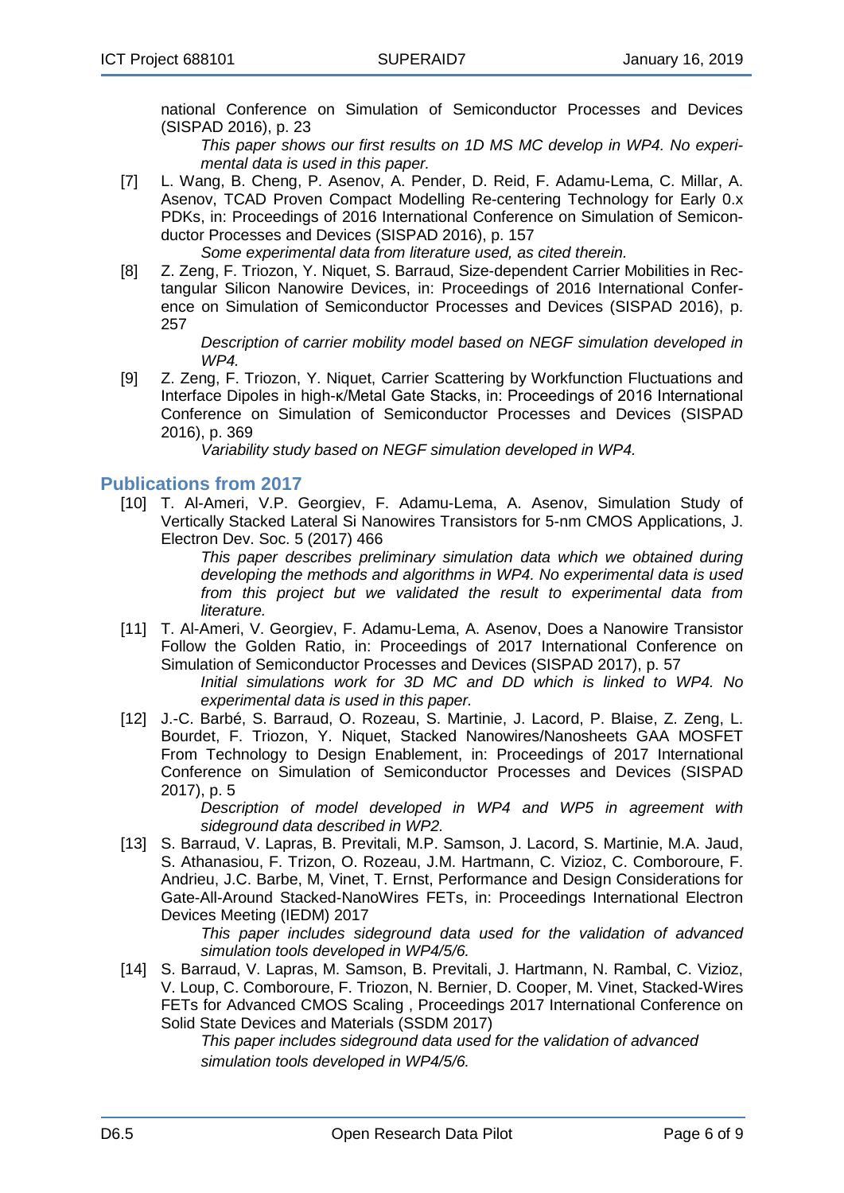national Conference on Simulation of Semiconductor Processes and Devices (SISPAD 2016), p. 23

*This paper shows our first results on 1D MS MC develop in WP4. No experimental data is used in this paper.*

[7] L. Wang, B. Cheng, P. Asenov, A. Pender, D. Reid, F. Adamu-Lema, C. Millar, A. Asenov, TCAD Proven Compact Modelling Re-centering Technology for Early 0.x PDKs, in: Proceedings of 2016 International Conference on Simulation of Semiconductor Processes and Devices (SISPAD 2016), p. 157

*Some experimental data from literature used, as cited therein.*

[8] Z. Zeng, F. Triozon, Y. Niquet, S. Barraud, Size-dependent Carrier Mobilities in Rectangular Silicon Nanowire Devices, in: Proceedings of 2016 International Conference on Simulation of Semiconductor Processes and Devices (SISPAD 2016), p. 257

*Description of carrier mobility model based on NEGF simulation developed in WP4.*

[9] Z. Zeng, F. Triozon, Y. Niquet, Carrier Scattering by Workfunction Fluctuations and Interface Dipoles in high-κ/Metal Gate Stacks, in: Proceedings of 2016 International Conference on Simulation of Semiconductor Processes and Devices (SISPAD 2016), p. 369

*Variability study based on NEGF simulation developed in WP4.*

## Publications from 2017

[10] T. Al-Ameri, V.P. Georgiev, F. Adamu-Lema, A. Asenov, Simulation Study of Vertically Stacked Lateral Si Nanowires Transistors for 5-nm CMOS Applications, J. Electron Dev. Soc. 5 (2017) 466

*This paper describes preliminary simulation data which we obtained during developing the methods and algorithms in WP4. No experimental data is used from this project but we validated the result to experimental data from literature.*

[11] T. Al-Ameri, V. Georgiev, F. Adamu-Lema, A. Asenov, Does a Nanowire Transistor Follow the Golden Ratio, in: Proceedings of 2017 International Conference on Simulation of Semiconductor Processes and Devices (SISPAD 2017), p. 57

*Initial simulations work for 3D MC and DD which is linked to WP4. No experimental data is used in this paper.*

[12] J.-C. Barbé, S. Barraud, O. Rozeau, S. Martinie, J. Lacord, P. Blaise, Z. Zeng, L. Bourdet, F. Triozon, Y. Niquet, Stacked Nanowires/Nanosheets GAA MOSFET From Technology to Design Enablement, in: Proceedings of 2017 International Conference on Simulation of Semiconductor Processes and Devices (SISPAD 2017), p. 5

*Description of model developed in WP4 and WP5 in agreement with sideground data described in WP2.*

[13] S. Barraud, V. Lapras, B. Previtali, M.P. Samson, J. Lacord, S. Martinie, M.A. Jaud, S. Athanasiou, F. Trizon, O. Rozeau, J.M. Hartmann, C. Vizioz, C. Comboroure, F. Andrieu, J.C. Barbe, M, Vinet, T. Ernst, Performance and Design Considerations for Gate-All-Around Stacked-NanoWires FETs, in: Proceedings International Electron Devices Meeting (IEDM) 2017

*This paper includes sideground data used for the validation of advanced simulation tools developed in WP4/5/6.*

[14] S. Barraud, V. Lapras, M. Samson, B. Previtali, J. Hartmann, N. Rambal, C. Vizioz, V. Loup, C. Comboroure, F. Triozon, N. Bernier, D. Cooper, M. Vinet, Stacked-Wires FETs for Advanced CMOS Scaling , Proceedings 2017 International Conference on Solid State Devices and Materials (SSDM 2017)

*This paper includes sideground data used for the validation of advanced simulation tools developed in WP4/5/6.*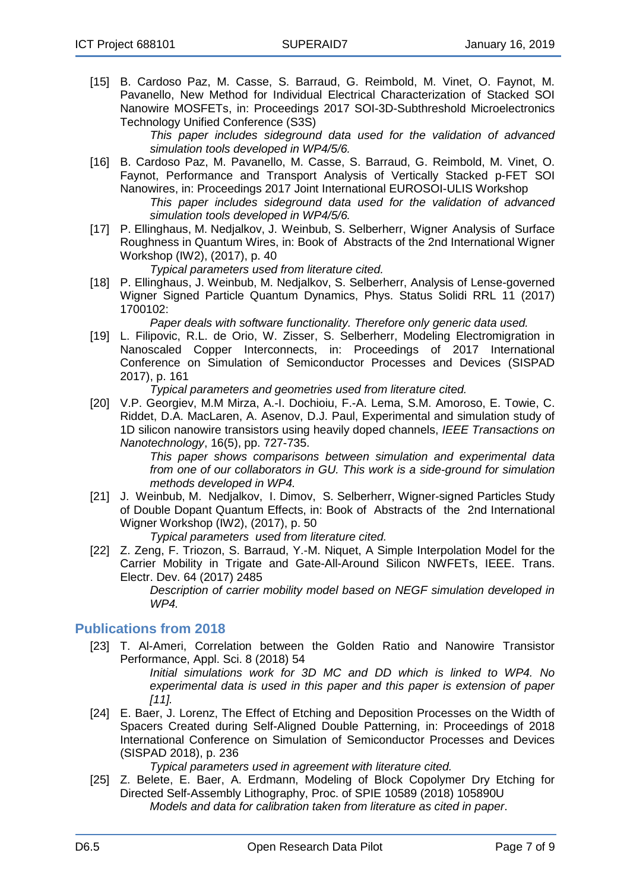[15] B. Cardoso Paz, M. Casse, S. Barraud, G. Reimbold, M. Vinet, O. Faynot, M. Pavanello, New Method for Individual Electrical Characterization of Stacked SOI Nanowire MOSFETs, in: Proceedings 2017 SOI-3D-Subthreshold Microelectronics Technology Unified Conference (S3S)

*This paper includes sideground data used for the validation of advanced simulation tools developed in WP4/5/6.*

[16] B. Cardoso Paz, M. Pavanello, M. Casse, S. Barraud, G. Reimbold, M. Vinet, O. Faynot, Performance and Transport Analysis of Vertically Stacked p-FET SOI Nanowires, in: Proceedings 2017 Joint International EUROSOI-ULIS Workshop

*This paper includes sideground data used for the validation of advanced simulation tools developed in WP4/5/6.*

[17] P. Ellinghaus, M. Nedjalkov, J. Weinbub, S. Selberherr, Wigner Analysis of Surface Roughness in Quantum Wires, in: Book of Abstracts of the 2nd International Wigner Workshop (IW2), (2017), p. 40

*Typical parameters used from literature cited.*

[18] P. Ellinghaus, J. Weinbub, M. Nedjalkov, S. Selberherr, Analysis of Lense-governed Wigner Signed Particle Quantum Dynamics, Phys. Status Solidi RRL 11 (2017) 1700102:

*Paper deals with software functionality. Therefore only generic data used.*

[19] L. Filipovic, R.L. de Orio, W. Zisser, S. Selberherr, Modeling Electromigration in Nanoscaled Copper Interconnects, in: Proceedings of 2017 International Conference on Simulation of Semiconductor Processes and Devices (SISPAD 2017), p. 161

*Typical parameters and geometries used from literature cited.*

[20] V.P. Georgiev, M.M Mirza, A.-I. Dochioiu, F.-A. Lema, S.M. Amoroso, E. Towie, C. Riddet, D.A. MacLaren, A. Asenov, D.J. Paul, Experimental and simulation study of 1D silicon nanowire transistors using heavily doped channels, *IEEE Transactions on Nanotechnology*, 16(5), pp. 727-735.

*This paper shows comparisons between simulation and experimental data from one of our collaborators in GU. This work is a side-ground for simulation methods developed in WP4.*

[21] J. Weinbub, M. Nedjalkov, I. Dimov, S. Selberherr, Wigner-signed Particles Study of Double Dopant Quantum Effects, in: Book of Abstracts of the 2nd International Wigner Workshop (IW2), (2017), p. 50

*Typical parameters used from literature cited.*

[22] Z. Zeng, F. Triozon, S. Barraud, Y.-M. Niquet, A Simple Interpolation Model for the Carrier Mobility in Trigate and Gate-All-Around Silicon NWFETs, IEEE. Trans. Electr. Dev. 64 (2017) 2485

*Description of carrier mobility model based on NEGF simulation developed in WP4.*

## Publications from 2018

[23] T. Al-Ameri, Correlation between the Golden Ratio and Nanowire Transistor Performance, Appl. Sci. 8 (2018) 54

*Initial simulations work for 3D MC and DD which is linked to WP4. No experimental data is used in this paper and this paper is extension of paper [11].*

[24] E. Baer, J. Lorenz, The Effect of Etching and Deposition Processes on the Width of Spacers Created during Self-Aligned Double Patterning, in: Proceedings of 2018 International Conference on Simulation of Semiconductor Processes and Devices (SISPAD 2018), p. 236

*Typical parameters used in agreement with literature cited.*

[25] Z. Belete, E. Baer, A. Erdmann, Modeling of Block Copolymer Dry Etching for Directed Self-Assembly Lithography, Proc. of SPIE 10589 (2018) 105890U

*Models and data for calibration taken from literature as cited in paper.*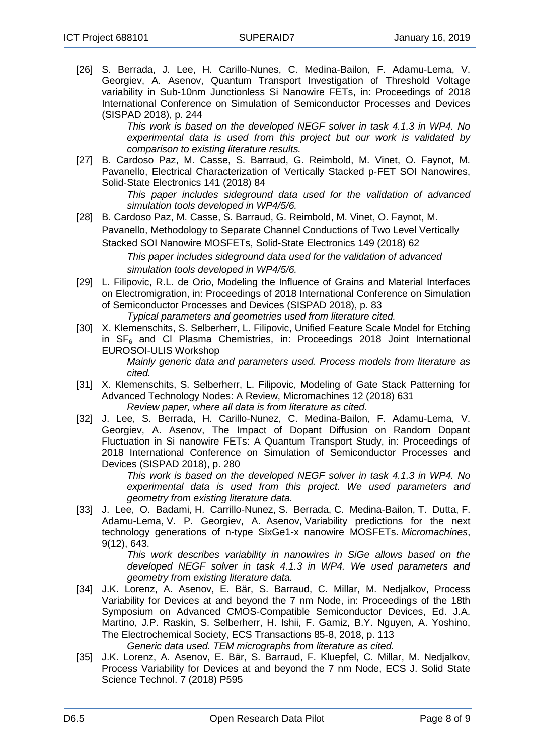[26] S. Berrada, J. Lee, H. Carillo-Nunes, C. Medina-Bailon, F. Adamu-Lema, V. Georgiev, A. Asenov, Quantum Transport Investigation of Threshold Voltage variability in Sub-10nm Junctionless Si Nanowire FETs, in: Proceedings of 2018 International Conference on Simulation of Semiconductor Processes and Devices (SISPAD 2018), p. 244

*This work is based on the developed NEGF solver in task 4.1.3 in WP4. No experimental data is used from this project but our work is validated by comparison to existing literature results.*

[27] B. Cardoso Paz, M. Casse, S. Barraud, G. Reimbold, M. Vinet, O. Faynot, M. Pavanello, Electrical Characterization of Vertically Stacked p-FET SOI Nanowires, Solid-State Electronics 141 (2018) 84

*This paper includes sideground data used for the validation of advanced simulation tools developed in WP4/5/6.*

[28] B. Cardoso Paz, M. Casse, S. Barraud, G. Reimbold, M. Vinet, O. Faynot, M. Pavanello, Methodology to Separate Channel Conductions of Two Level Vertically Stacked SOI Nanowire MOSFETs, Solid-State Electronics 149 (2018) 62

*This paper includes sideground data used for the validation of advanced simulation tools developed in WP4/5/6.*

[29] L. Filipovic, R.L. de Orio, Modeling the Influence of Grains and Material Interfaces on Electromigration, in: Proceedings of 2018 International Conference on Simulation of Semiconductor Processes and Devices (SISPAD 2018), p. 83

*Typical parameters and geometries used from literature cited.*

[30] X. Klemenschits, S. Selberherr, L. Filipovic, Unified Feature Scale Model for Etching in $SF_6$ and Cl Plasma Chemistries, in: Proceedings 2018 Joint International EUROSOI-ULIS Workshop

*Mainly generic data and parameters used. Process models from literature as cited.*

[31] X. Klemenschits, S. Selberherr, L. Filipovic, Modeling of Gate Stack Patterning for Advanced Technology Nodes: A Review, Micromachines 12 (2018) 631

*Review paper, where all data is from literature as cited.*

[32] J. Lee, S. Berrada, H. Carillo-Nunez, C. Medina-Bailon, F. Adamu-Lema, V. Georgiev, A. Asenov, The Impact of Dopant Diffusion on Random Dopant Fluctuation in Si nanowire FETs: A Quantum Transport Study, in: Proceedings of 2018 International Conference on Simulation of Semiconductor Processes and Devices (SISPAD 2018), p. 280

*This work is based on the developed NEGF solver in task 4.1.3 in WP4. No experimental data is used from this project. We used parameters and geometry from existing literature data.*

[33] J. Lee, O. Badami, H. Carrillo-Nunez, S. Berrada, C. Medina-Bailon, T. Dutta, F. Adamu-Lema, V. P. Georgiev, A. Asenov, Variability predictions for the next technology generations of n-type SixGe1-x nanowire MOSFETs. *Micromachines*, 9(12), 643.

*This work describes variability in nanowires in SiGe allows based on the developed NEGF solver in task 4.1.3 in WP4. We used parameters and geometry from existing literature data.*

[34] J.K. Lorenz, A. Asenov, E. Bär, S. Barraud, C. Millar, M. Nedjalkov, Process Variability for Devices at and beyond the 7 nm Node, in: Proceedings of the 18th Symposium on Advanced CMOS-Compatible Semiconductor Devices, Ed. J.A. Martino, J.P. Raskin, S. Selberherr, H. Ishii, F. Gamiz, B.Y. Nguyen, A. Yoshino, The Electrochemical Society, ECS Transactions 85-8, 2018, p. 113

*Generic data used. TEM micrographs from literature as cited.*

[35] J.K. Lorenz, A. Asenov, E. Bär, S. Barraud, F. Kluepfel, C. Millar, M. Nedjalkov, Process Variability for Devices at and beyond the 7 nm Node, ECS J. Solid State Science Technol. 7 (2018) P595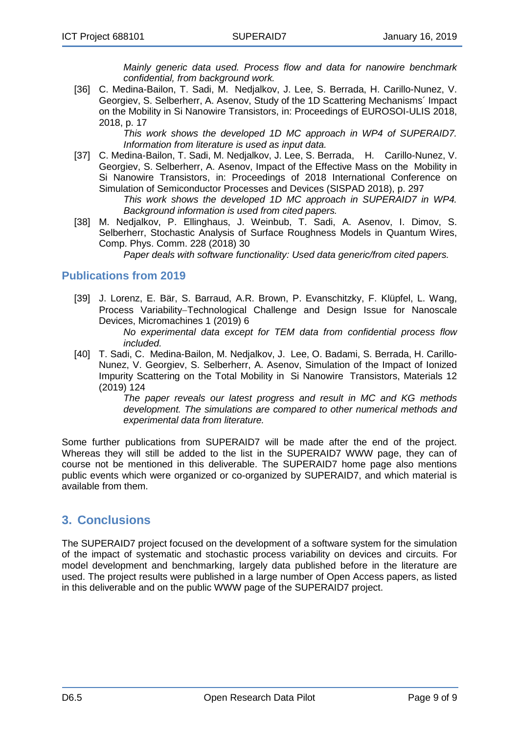*Mainly generic data used. Process flow and data for nanowire benchmark confidential, from background work.*

[36] C. Medina-Bailon, T. Sadi, M. Nedjalkov, J. Lee, S. Berrada, H. Carillo-Nunez, V. Georgiev, S. Selberherr, A. Asenov, Study of the 1D Scattering Mechanisms´ Impact on the Mobility in Si Nanowire Transistors, in: Proceedings of EUROSOI-ULIS 2018, 2018, p. 17

*This work shows the developed 1D MC approach in WP4 of SUPERAID7. Information from literature is used as input data.*

[37] C. Medina-Bailon, T. Sadi, M. Nedjalkov, J. Lee, S. Berrada, H. Carillo-Nunez, V. Georgiev, S. Selberherr, A. Asenov, Impact of the Effective Mass on the Mobility in Si Nanowire Transistors, in: Proceedings of 2018 International Conference on Simulation of Semiconductor Processes and Devices (SISPAD 2018), p. 297

*This work shows the developed 1D MC approach in SUPERAID7 in WP4. Background information is used from cited papers.*

[38] M. Nedjalkov, P. Ellinghaus, J. Weinbub, T. Sadi, A. Asenov, I. Dimov, S. Selberherr, Stochastic Analysis of Surface Roughness Models in Quantum Wires, Comp. Phys. Comm. 228 (2018) 30

*Paper deals with software functionality: Used data generic/from cited papers.*

## Publications from 2019

[39] J. Lorenz, E. Bär, S. Barraud, A.R. Brown, P. Evanschitzky, F. Klüpfel, L. Wang, Process Variability–Technological Challenge and Design Issue for Nanoscale Devices, Micromachines 1 (2019) 6

*No experimental data except for TEM data from confidential process flow included.*

[40] T. Sadi, C. Medina-Bailon, M. Nedjalkov, J. Lee, O. Badami, S. Berrada, H. Carillo-Nunez, V. Georgiev, S. Selberherr, A. Asenov, Simulation of the Impact of Ionized Impurity Scattering on the Total Mobility in Si Nanowire Transistors, Materials 12 (2019) 124

*The paper reveals our latest progress and result in MC and KG methods development. The simulations are compared to other numerical methods and experimental data from literature.*

Some further publications from SUPERAID7 will be made after the end of the project. Whereas they will still be added to the list in the SUPERAID7 WWW page, they can of course not be mentioned in this deliverable. The SUPERAID7 home page also mentions public events which were organized or co-organized by SUPERAID7, and which material is available from them.

# 3. Conclusions

The SUPERAID7 project focused on the development of a software system for the simulation of the impact of systematic and stochastic process variability on devices and circuits. For model development and benchmarking, largely data published before in the literature are used. The project results were published in a large number of Open Access papers, as listed in this deliverable and on the public WWW page of the SUPERAID7 project.